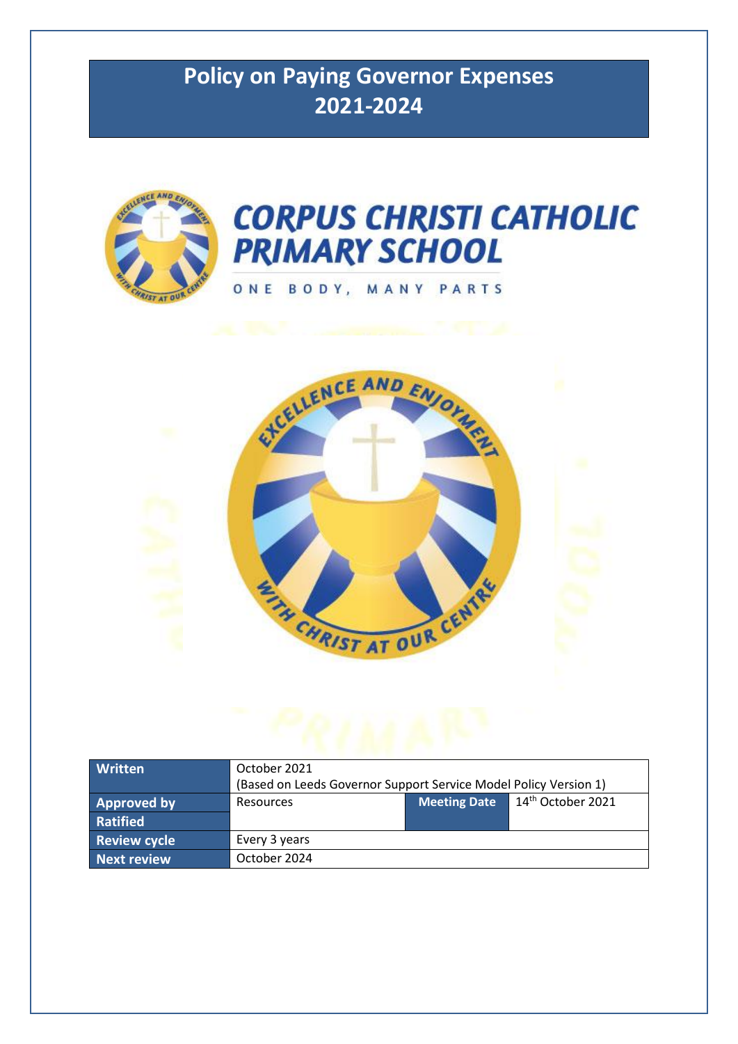# Policy on Paying Governor Expenses 2021-2024

**CORPUS CHRISTI CATHOLIC PRIMARY SCHOOL**

ONE BODY, MANY PARTS

| Written | October 2021 (Based on Leeds Governor Support Service Model Policy Version 1) | | |
|---|---|---|---|
| Approved by | Resources | Meeting Date | 14th October 2021 |
| Ratified | | | |
| Review cycle | Every 3 years | | |
| Next review | October 2024 | | |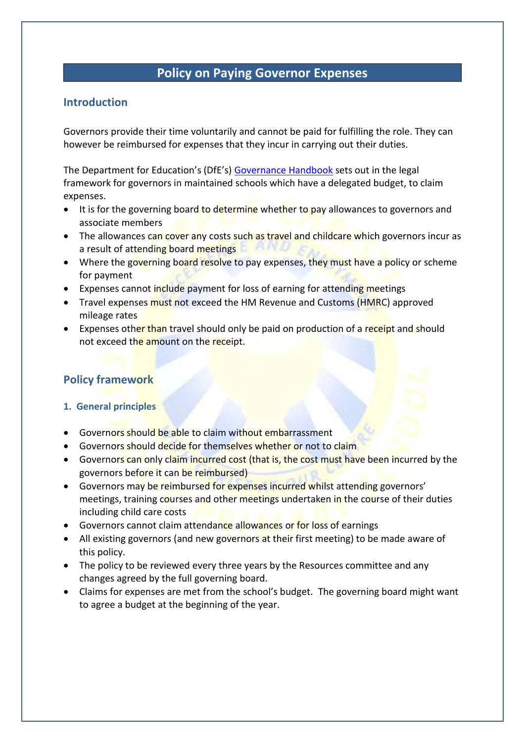# Policy on Paying Governor Expenses

## Introduction

Governors provide their time voluntarily and cannot be paid for fulfilling the role. They can however be reimbursed for expenses that they incur in carrying out their duties.

The Department for Education's (DfE's) [Governance Handbook](Governance Handbook) sets out in the legal framework for governors in maintained schools which have a delegated budget, to claim expenses.

- It is for the governing board to determine whether to pay allowances to governors and associate members
- The allowances can cover any costs such as travel and childcare which governors incur as a result of attending board meetings
- Where the governing board resolve to pay expenses, they must have a policy or scheme for payment
- Expenses cannot include payment for loss of earning for attending meetings
- Travel expenses must not exceed the HM Revenue and Customs (HMRC) approved mileage rates
- Expenses other than travel should only be paid on production of a receipt and should not exceed the amount on the receipt.

## Policy framework

### 1. General principles

- Governors should be able to claim without embarrassment
- Governors should decide for themselves whether or not to claim
- Governors can only claim incurred cost (that is, the cost must have been incurred by the governors before it can be reimbursed)
- Governors may be reimbursed for expenses incurred whilst attending governors' meetings, training courses and other meetings undertaken in the course of their duties including child care costs
- Governors cannot claim attendance allowances or for loss of earnings
- All existing governors (and new governors at their first meeting) to be made aware of this policy.
- The policy to be reviewed every three years by the Resources committee and any changes agreed by the full governing board.
- Claims for expenses are met from the school's budget. The governing board might want to agree a budget at the beginning of the year.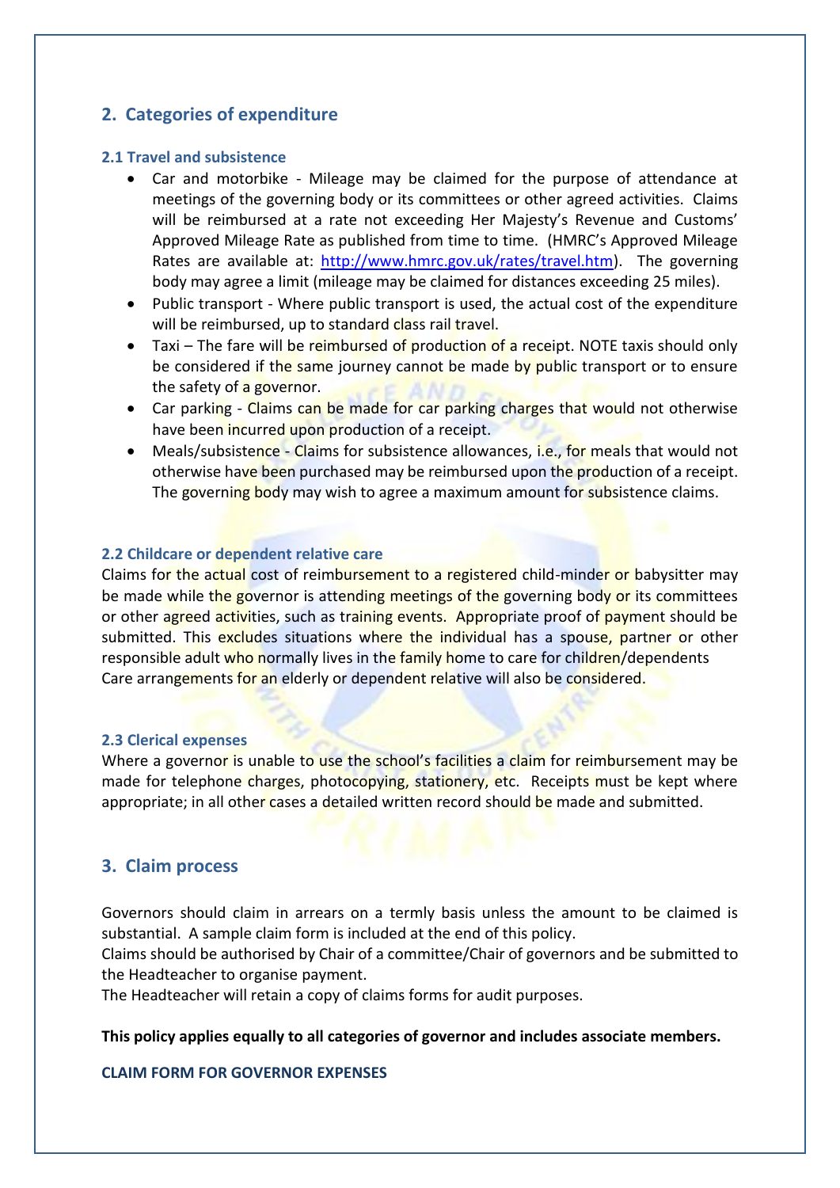## 2. Categories of expenditure

### 2.1 Travel and subsistence

- Car and motorbike - Mileage may be claimed for the purpose of attendance at meetings of the governing body or its committees or other agreed activities. Claims will be reimbursed at a rate not exceeding Her Majesty's Revenue and Customs' Approved Mileage Rate as published from time to time. (HMRC's Approved Mileage Rates are available at: [http://www.hmrc.gov.uk/rates/travel.htm](http://www.hmrc.gov.uk/rates/travel.htm)). The governing body may agree a limit (mileage may be claimed for distances exceeding 25 miles).
- Public transport - Where public transport is used, the actual cost of the expenditure will be reimbursed, up to standard class rail travel.
- Taxi – The fare will be reimbursed of production of a receipt. NOTE taxis should only be considered if the same journey cannot be made by public transport or to ensure the safety of a governor.
- Car parking - Claims can be made for car parking charges that would not otherwise have been incurred upon production of a receipt.
- Meals/subsistence - Claims for subsistence allowances, i.e., for meals that would not otherwise have been purchased may be reimbursed upon the production of a receipt. The governing body may wish to agree a maximum amount for subsistence claims.

### 2.2 Childcare or dependent relative care

Claims for the actual cost of reimbursement to a registered child-minder or babysitter may be made while the governor is attending meetings of the governing body or its committees or other agreed activities, such as training events. Appropriate proof of payment should be submitted. This excludes situations where the individual has a spouse, partner or other responsible adult who normally lives in the family home to care for children/dependents Care arrangements for an elderly or dependent relative will also be considered.

### 2.3 Clerical expenses

Where a governor is unable to use the school's facilities a claim for reimbursement may be made for telephone charges, photocopying, stationery, etc. Receipts must be kept where appropriate; in all other cases a detailed written record should be made and submitted.

## 3. Claim process

Governors should claim in arrears on a termly basis unless the amount to be claimed is substantial. A sample claim form is included at the end of this policy.
Claims should be authorised by Chair of a committee/Chair of governors and be submitted to the Headteacher to organise payment.
The Headteacher will retain a copy of claims forms for audit purposes.

**This policy applies equally to all categories of governor and includes associate members.**

**CLAIM FORM FOR GOVERNOR EXPENSES**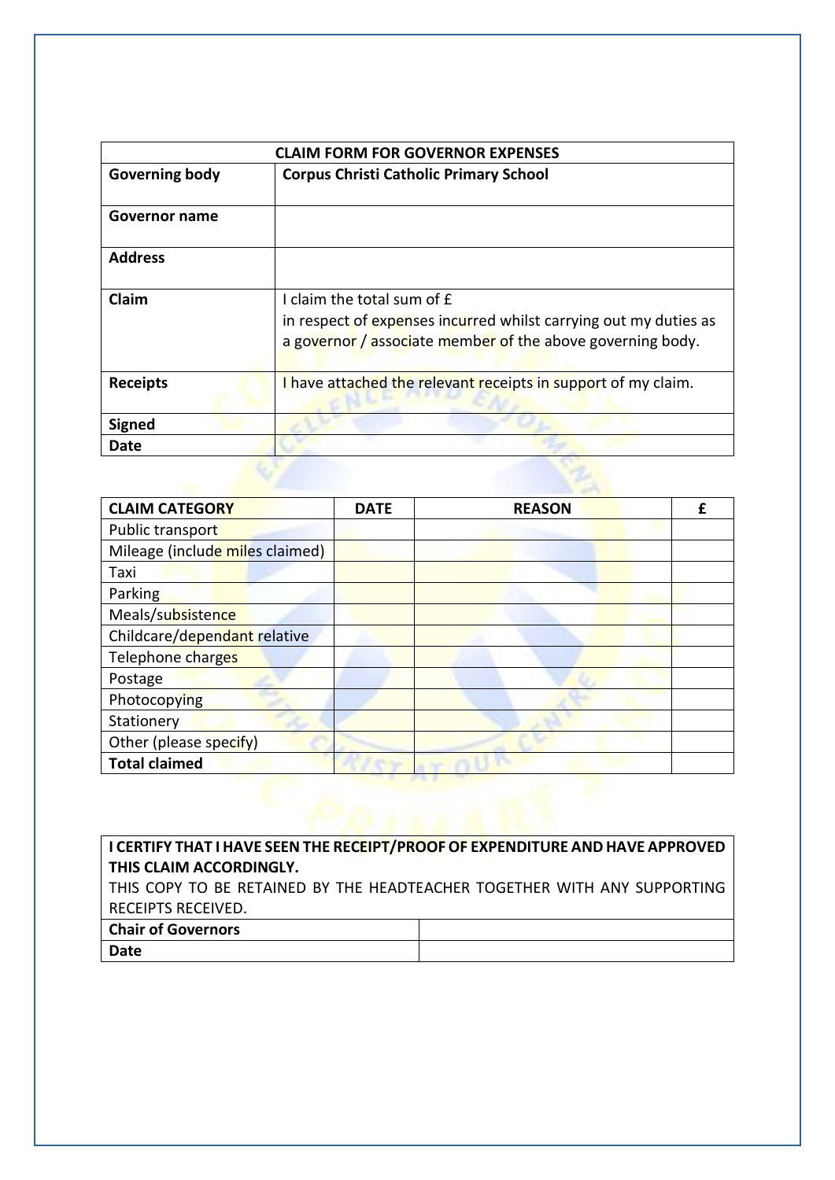| CLAIM FORM FOR GOVERNOR EXPENSES | |
|---|---|
| **Governing body** | **Corpus Christi Catholic Primary School** |
| **Governor name** | |
| **Address** | |
| **Claim** | I claim the total sum of £<br>in respect of expenses incurred whilst carrying out my duties as a governor / associate member of the above governing body. |
| **Receipts** | I have attached the relevant receipts in support of my claim. |
| **Signed** | |
| **Date** | |

| CLAIM CATEGORY | DATE | REASON | £ |
|---|---|---|---|
| Public transport | | | |
| Mileage (include miles claimed) | | | |
| Taxi | | | |
| Parking | | | |
| Meals/subsistence | | | |
| Childcare/dependant relative | | | |
| Telephone charges | | | |
| Postage | | | |
| Photocopying | | | |
| Stationery | | | |
| Other (please specify) | | | |
| **Total claimed** | | | |

| | |
|---|---|
| **I CERTIFY THAT I HAVE SEEN THE RECEIPT/PROOF OF EXPENDITURE AND HAVE APPROVED THIS CLAIM ACCORDINGLY.**<br>THIS COPY TO BE RETAINED BY THE HEADTEACHER TOGETHER WITH ANY SUPPORTING RECEIPTS RECEIVED. | |
| **Chair of Governors** | |
| **Date** | |